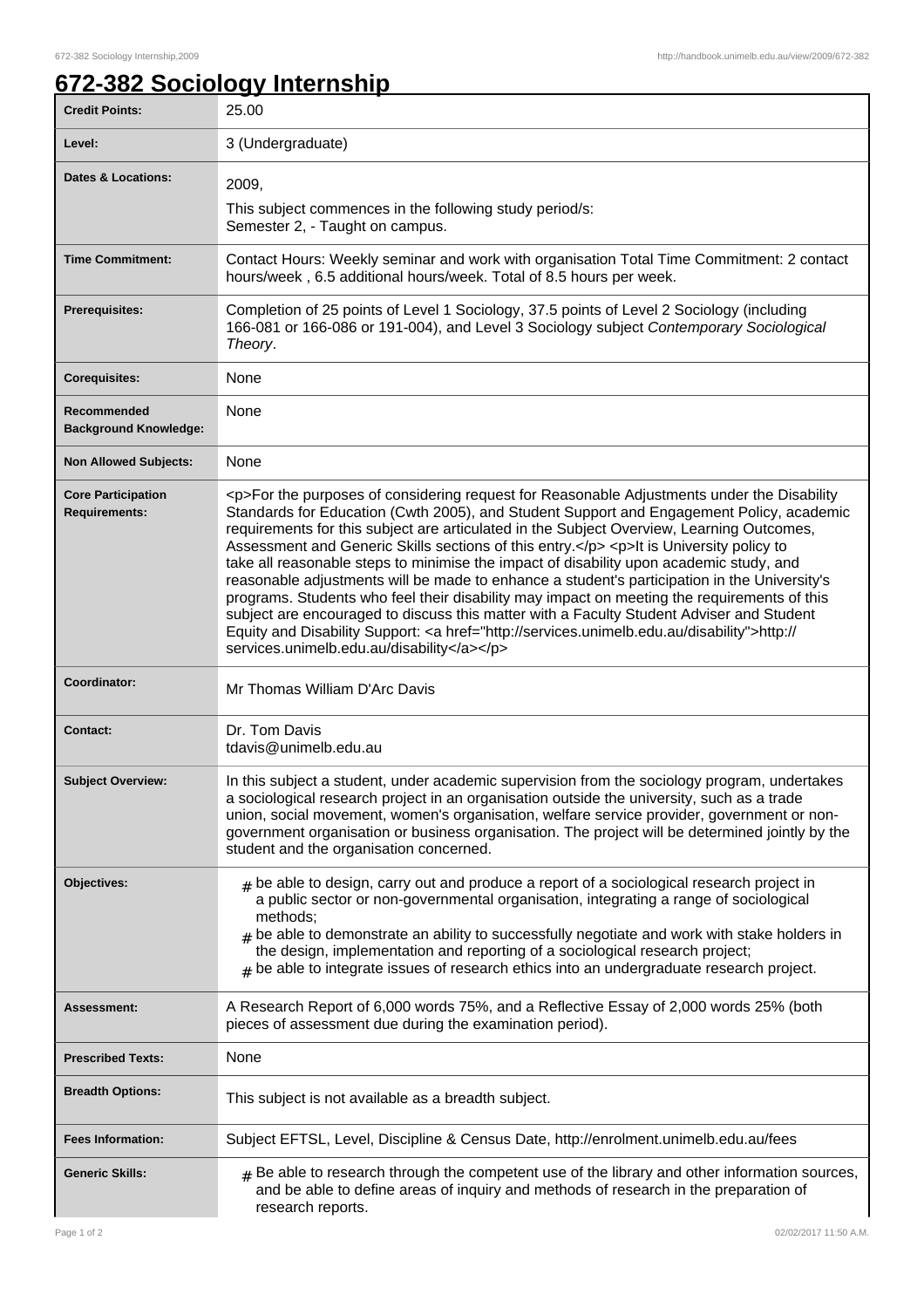# 672-382 Sociology Internship

| | |
|---|---|
| **Credit Points:** | 25.00 |
| **Level:** | 3 (Undergraduate) |
| **Dates & Locations:** | 2009,<br>This subject commences in the following study period/s:<br>Semester 2, - Taught on campus. |
| **Time Commitment:** | Contact Hours: Weekly seminar and work with organisation Total Time Commitment: 2 contact hours/week , 6.5 additional hours/week. Total of 8.5 hours per week. |
| **Prerequisites:** | Completion of 25 points of Level 1 Sociology, 37.5 points of Level 2 Sociology (including 166-081 or 166-086 or 191-004), and Level 3 Sociology subject *Contemporary Sociological Theory*. |
| **Corequisites:** | None |
| **Recommended Background Knowledge:** | None |
| **Non Allowed Subjects:** | None |
| **Core Participation Requirements:** | <p>For the purposes of considering request for Reasonable Adjustments under the Disability Standards for Education (Cwth 2005), and Student Support and Engagement Policy, academic requirements for this subject are articulated in the Subject Overview, Learning Outcomes, Assessment and Generic Skills sections of this entry.</p> <p>It is University policy to take all reasonable steps to minimise the impact of disability upon academic study, and reasonable adjustments will be made to enhance a student's participation in the University's programs. Students who feel their disability may impact on meeting the requirements of this subject are encouraged to discuss this matter with a Faculty Student Adviser and Student Equity and Disability Support: <a href="http://services.unimelb.edu.au/disability">http://services.unimelb.edu.au/disability</a></p> |
| **Coordinator:** | Mr Thomas William D'Arc Davis |
| **Contact:** | Dr. Tom Davis<br>tdavis@unimelb.edu.au |
| **Subject Overview:** | In this subject a student, under academic supervision from the sociology program, undertakes a sociological research project in an organisation outside the university, such as a trade union, social movement, women's organisation, welfare service provider, government or non-government organisation or business organisation. The project will be determined jointly by the student and the organisation concerned. |
| **Objectives:** | # be able to design, carry out and produce a report of a sociological research project in a public sector or non-governmental organisation, integrating a range of sociological methods;<br># be able to demonstrate an ability to successfully negotiate and work with stake holders in the design, implementation and reporting of a sociological research project;<br># be able to integrate issues of research ethics into an undergraduate research project. |
| **Assessment:** | A Research Report of 6,000 words 75%, and a Reflective Essay of 2,000 words 25% (both pieces of assessment due during the examination period). |
| **Prescribed Texts:** | None |
| **Breadth Options:** | This subject is not available as a breadth subject. |
| **Fees Information:** | Subject EFTSL, Level, Discipline & Census Date, http://enrolment.unimelb.edu.au/fees |
| **Generic Skills:** | # Be able to research through the competent use of the library and other information sources, and be able to define areas of inquiry and methods of research in the preparation of research reports. |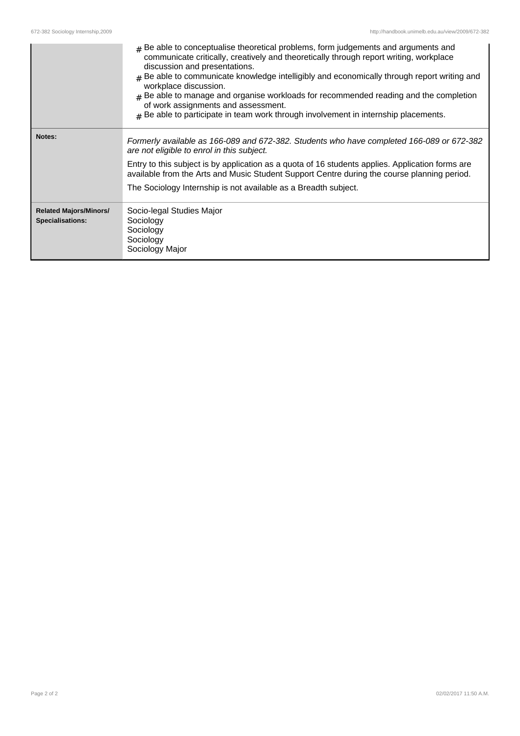| | |
|---|---|
| | # Be able to conceptualise theoretical problems, form judgements and arguments and communicate critically, creatively and theoretically through report writing, workplace discussion and presentations.<br># Be able to communicate knowledge intelligibly and economically through report writing and workplace discussion.<br># Be able to manage and organise workloads for recommended reading and the completion of work assignments and assessment.<br># Be able to participate in team work through involvement in internship placements. |
| **Notes:** | *Formerly available as 166-089 and 672-382. Students who have completed 166-089 or 672-382 are not eligible to enrol in this subject.*<br><br>Entry to this subject is by application as a quota of 16 students applies. Application forms are available from the Arts and Music Student Support Centre during the course planning period.<br><br>The Sociology Internship is not available as a Breadth subject. |
| **Related Majors/Minors/ Specialisations:** | Socio-legal Studies Major<br>Sociology<br>Sociology<br>Sociology<br>Sociology Major |